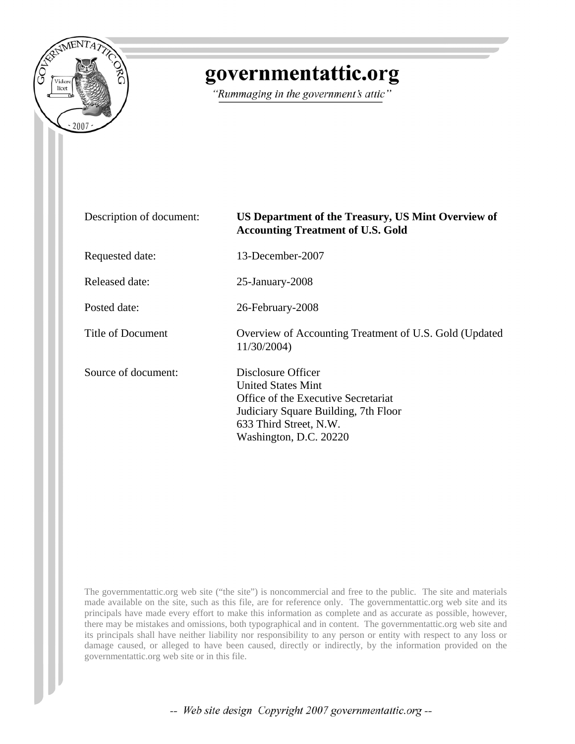# governmentattic.org

*"Rummaging in the government's attic"*

| | |
|---|---|
| Description of document: | **US Department of the Treasury, US Mint Overview of Accounting Treatment of U.S. Gold** |
| Requested date: | 13-December-2007 |
| Released date: | 25-January-2008 |
| Posted date: | 26-February-2008 |
| Title of Document | Overview of Accounting Treatment of U.S. Gold (Updated 11/30/2004) |
| Source of document: | Disclosure Officer<br>United States Mint<br>Office of the Executive Secretariat<br>Judiciary Square Building, 7th Floor<br>633 Third Street, N.W.<br>Washington, D.C. 20220 |

The governmentattic.org web site ("the site") is noncommercial and free to the public. The site and materials made available on the site, such as this file, are for reference only. The governmentattic.org web site and its principals have made every effort to make this information as complete and as accurate as possible, however, there may be mistakes and omissions, both typographical and in content. The governmentattic.org web site and its principals shall have neither liability nor responsibility to any person or entity with respect to any loss or damage caused, or alleged to have been caused, directly or indirectly, by the information provided on the governmentattic.org web site or in this file.

*-- Web site design Copyright 2007 governmentattic.org --*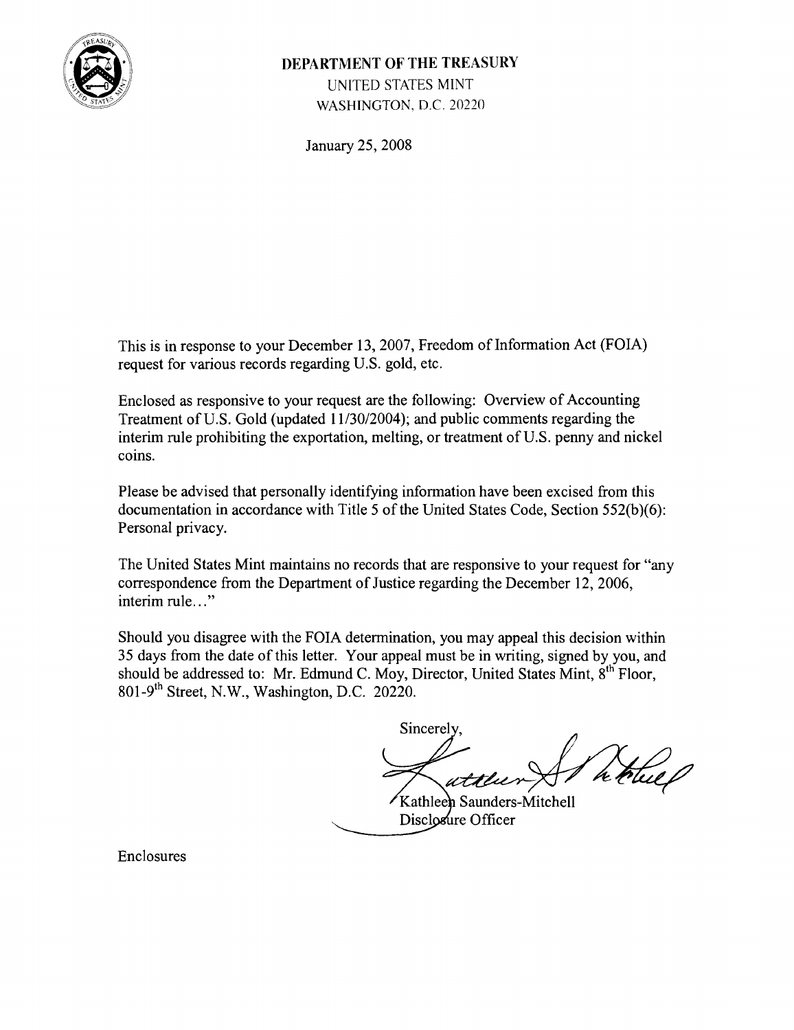**DEPARTMENT OF THE TREASURY**
UNITED STATES MINT
WASHINGTON, D.C. 20220

January 25, 2008

This is in response to your December 13, 2007, Freedom of Information Act (FOIA) request for various records regarding U.S. gold, etc.

Enclosed as responsive to your request are the following: Overview of Accounting Treatment of U.S. Gold (updated 11/30/2004); and public comments regarding the interim rule prohibiting the exportation, melting, or treatment of U.S. penny and nickel coins.

Please be advised that personally identifying information have been excised from this documentation in accordance with Title 5 of the United States Code, Section 552(b)(6): Personal privacy.

The United States Mint maintains no records that are responsive to your request for "any correspondence from the Department of Justice regarding the December 12, 2006, interim rule..."

Should you disagree with the FOIA determination, you may appeal this decision within 35 days from the date of this letter. Your appeal must be in writing, signed by you, and should be addressed to: Mr. Edmund C. Moy, Director, United States Mint, 8th Floor, 801-9th Street, N.W., Washington, D.C. 20220.

Sincerely,

Kathleen Saunders-Mitchell
Disclosure Officer

Enclosures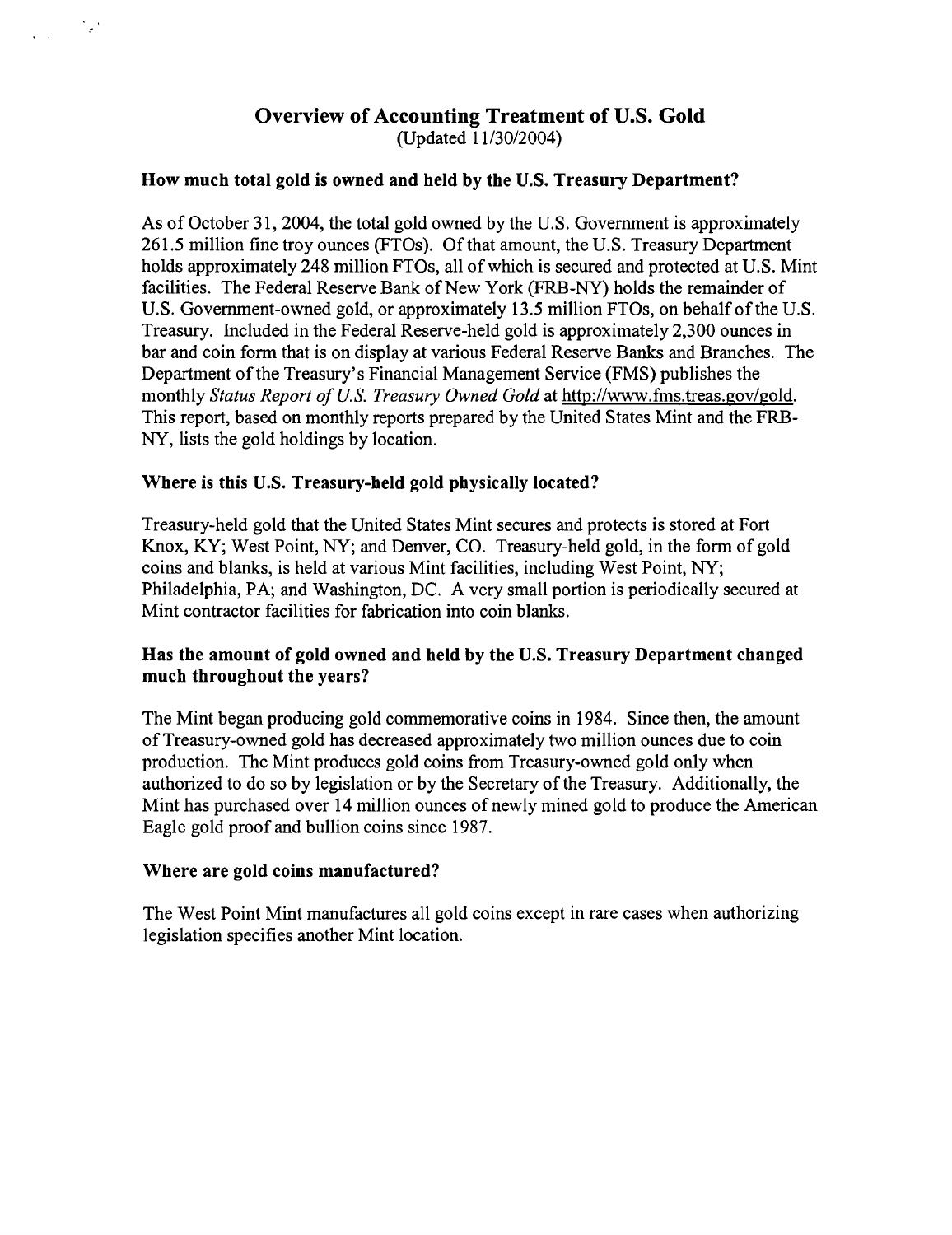# Overview of Accounting Treatment of U.S. Gold

(Updated 11/30/2004)

## How much total gold is owned and held by the U.S. Treasury Department?

As of October 31, 2004, the total gold owned by the U.S. Government is approximately 261.5 million fine troy ounces (FTOs). Of that amount, the U.S. Treasury Department holds approximately 248 million FTOs, all of which is secured and protected at U.S. Mint facilities. The Federal Reserve Bank of New York (FRB-NY) holds the remainder of U.S. Government-owned gold, or approximately 13.5 million FTOs, on behalf of the U.S. Treasury. Included in the Federal Reserve-held gold is approximately 2,300 ounces in bar and coin form that is on display at various Federal Reserve Banks and Branches. The Department of the Treasury's Financial Management Service (FMS) publishes the monthly *Status Report of U.S. Treasury Owned Gold* at http://www.fms.treas.gov/gold. This report, based on monthly reports prepared by the United States Mint and the FRB-NY, lists the gold holdings by location.

## Where is this U.S. Treasury-held gold physically located?

Treasury-held gold that the United States Mint secures and protects is stored at Fort Knox, KY; West Point, NY; and Denver, CO. Treasury-held gold, in the form of gold coins and blanks, is held at various Mint facilities, including West Point, NY; Philadelphia, PA; and Washington, DC. A very small portion is periodically secured at Mint contractor facilities for fabrication into coin blanks.

## Has the amount of gold owned and held by the U.S. Treasury Department changed much throughout the years?

The Mint began producing gold commemorative coins in 1984. Since then, the amount of Treasury-owned gold has decreased approximately two million ounces due to coin production. The Mint produces gold coins from Treasury-owned gold only when authorized to do so by legislation or by the Secretary of the Treasury. Additionally, the Mint has purchased over 14 million ounces of newly mined gold to produce the American Eagle gold proof and bullion coins since 1987.

## Where are gold coins manufactured?

The West Point Mint manufactures all gold coins except in rare cases when authorizing legislation specifies another Mint location.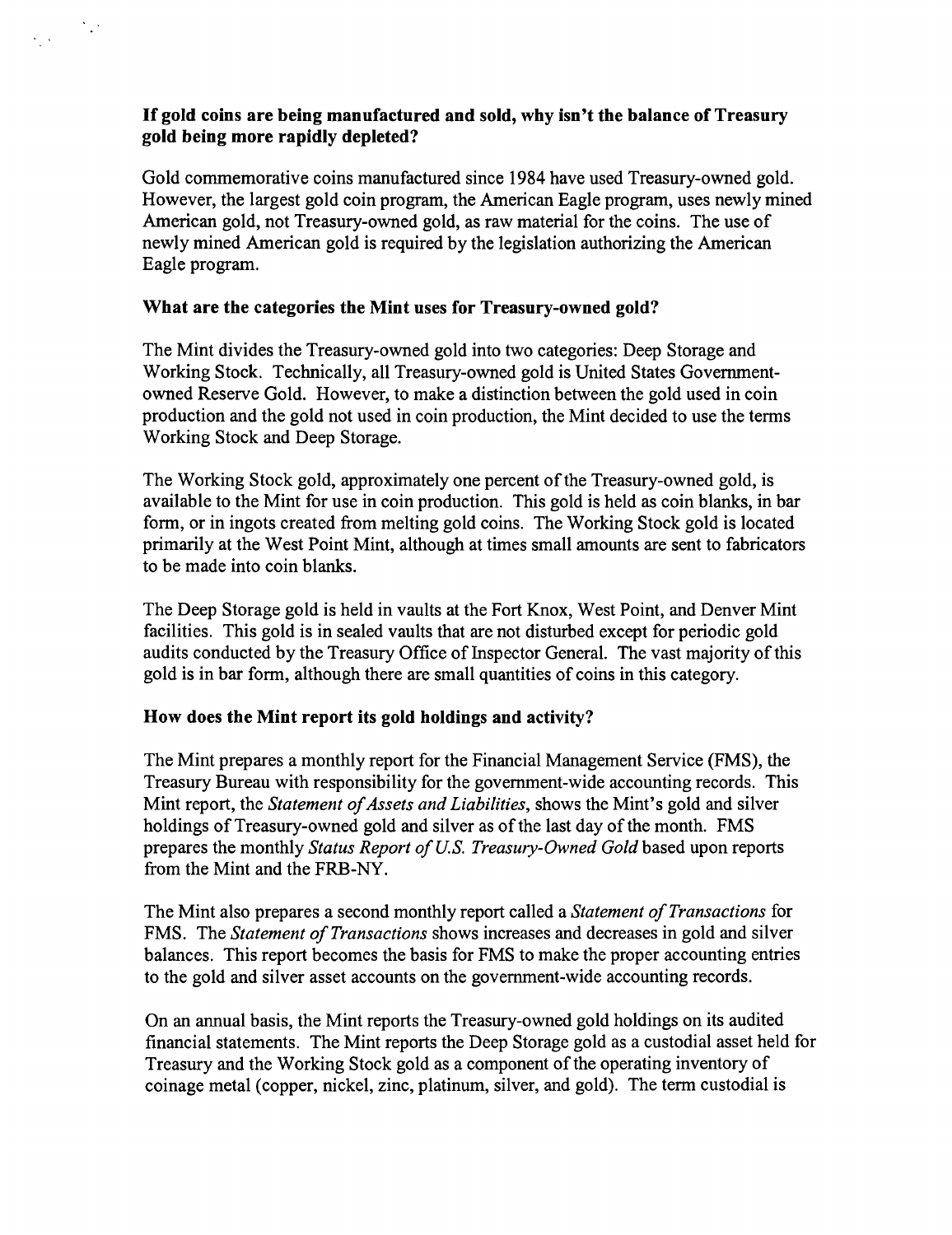**If gold coins are being manufactured and sold, why isn't the balance of Treasury gold being more rapidly depleted?**

Gold commemorative coins manufactured since 1984 have used Treasury-owned gold. However, the largest gold coin program, the American Eagle program, uses newly mined American gold, not Treasury-owned gold, as raw material for the coins. The use of newly mined American gold is required by the legislation authorizing the American Eagle program.

**What are the categories the Mint uses for Treasury-owned gold?**

The Mint divides the Treasury-owned gold into two categories: Deep Storage and Working Stock. Technically, all Treasury-owned gold is United States Government-owned Reserve Gold. However, to make a distinction between the gold used in coin production and the gold not used in coin production, the Mint decided to use the terms Working Stock and Deep Storage.

The Working Stock gold, approximately one percent of the Treasury-owned gold, is available to the Mint for use in coin production. This gold is held as coin blanks, in bar form, or in ingots created from melting gold coins. The Working Stock gold is located primarily at the West Point Mint, although at times small amounts are sent to fabricators to be made into coin blanks.

The Deep Storage gold is held in vaults at the Fort Knox, West Point, and Denver Mint facilities. This gold is in sealed vaults that are not disturbed except for periodic gold audits conducted by the Treasury Office of Inspector General. The vast majority of this gold is in bar form, although there are small quantities of coins in this category.

**How does the Mint report its gold holdings and activity?**

The Mint prepares a monthly report for the Financial Management Service (FMS), the Treasury Bureau with responsibility for the government-wide accounting records. This Mint report, the *Statement of Assets and Liabilities*, shows the Mint's gold and silver holdings of Treasury-owned gold and silver as of the last day of the month. FMS prepares the monthly *Status Report of U.S. Treasury-Owned Gold* based upon reports from the Mint and the FRB-NY.

The Mint also prepares a second monthly report called a *Statement of Transactions* for FMS. The *Statement of Transactions* shows increases and decreases in gold and silver balances. This report becomes the basis for FMS to make the proper accounting entries to the gold and silver asset accounts on the government-wide accounting records.

On an annual basis, the Mint reports the Treasury-owned gold holdings on its audited financial statements. The Mint reports the Deep Storage gold as a custodial asset held for Treasury and the Working Stock gold as a component of the operating inventory of coinage metal (copper, nickel, zinc, platinum, silver, and gold). The term custodial is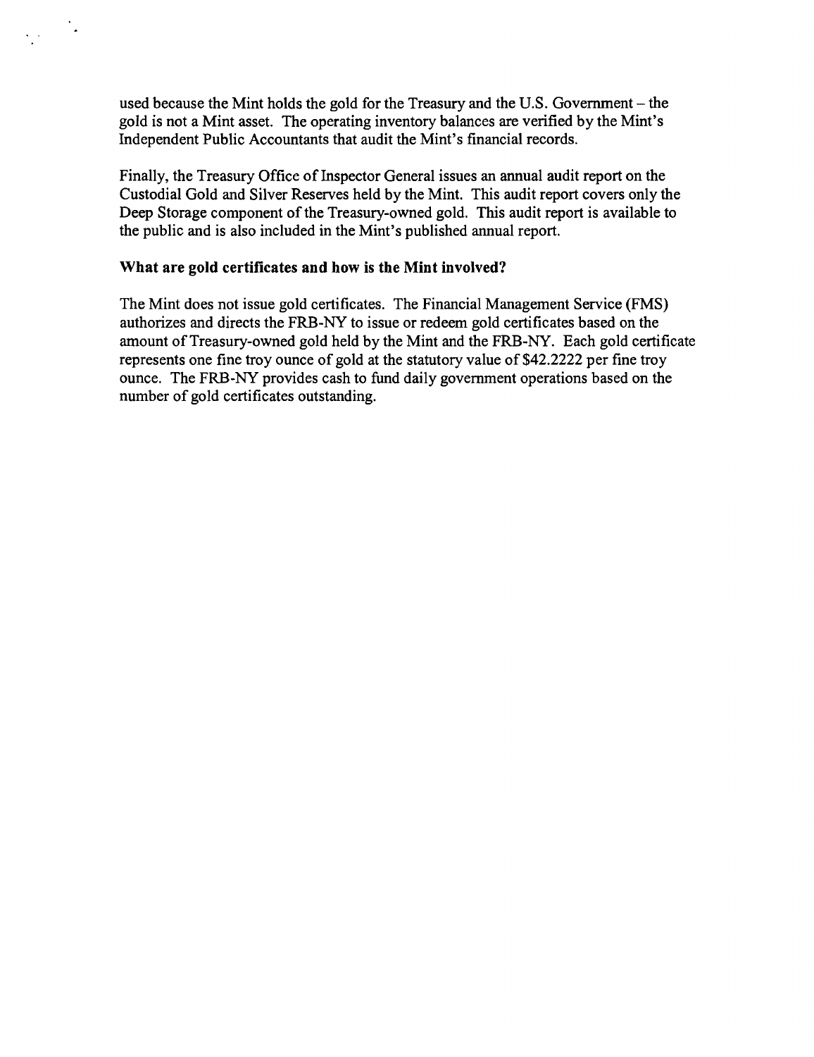used because the Mint holds the gold for the Treasury and the U.S. Government – the gold is not a Mint asset. The operating inventory balances are verified by the Mint's Independent Public Accountants that audit the Mint's financial records.

Finally, the Treasury Office of Inspector General issues an annual audit report on the Custodial Gold and Silver Reserves held by the Mint. This audit report covers only the Deep Storage component of the Treasury-owned gold. This audit report is available to the public and is also included in the Mint's published annual report.

**What are gold certificates and how is the Mint involved?**

The Mint does not issue gold certificates. The Financial Management Service (FMS) authorizes and directs the FRB-NY to issue or redeem gold certificates based on the amount of Treasury-owned gold held by the Mint and the FRB-NY. Each gold certificate represents one fine troy ounce of gold at the statutory value of $42.2222 per fine troy ounce. The FRB-NY provides cash to fund daily government operations based on the number of gold certificates outstanding.